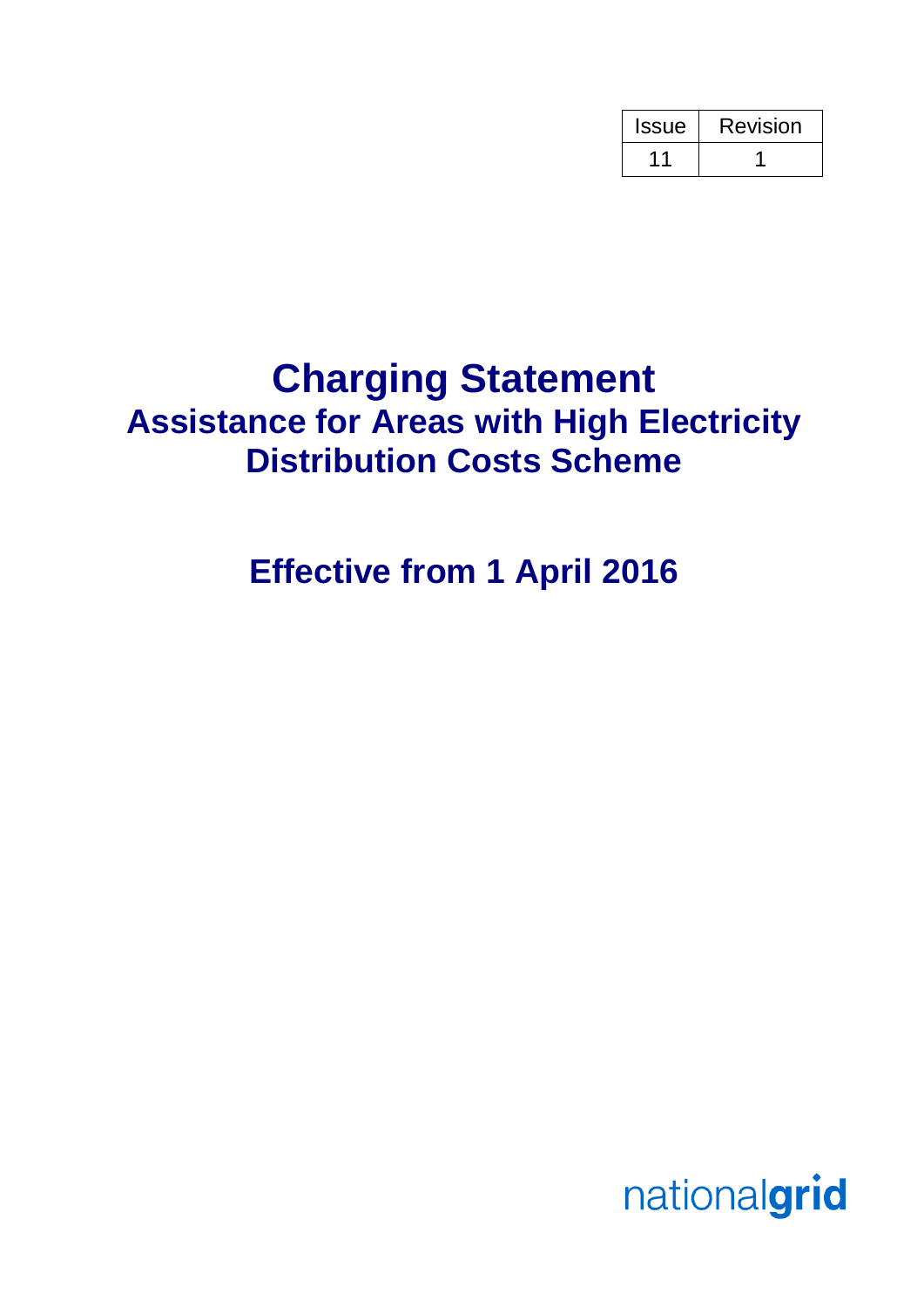| Issue | Revision |
|---|---|
| 11 | 1 |

# Charging Statement

## Assistance for Areas with High Electricity Distribution Costs Scheme

## Effective from 1 April 2016

nationalgrid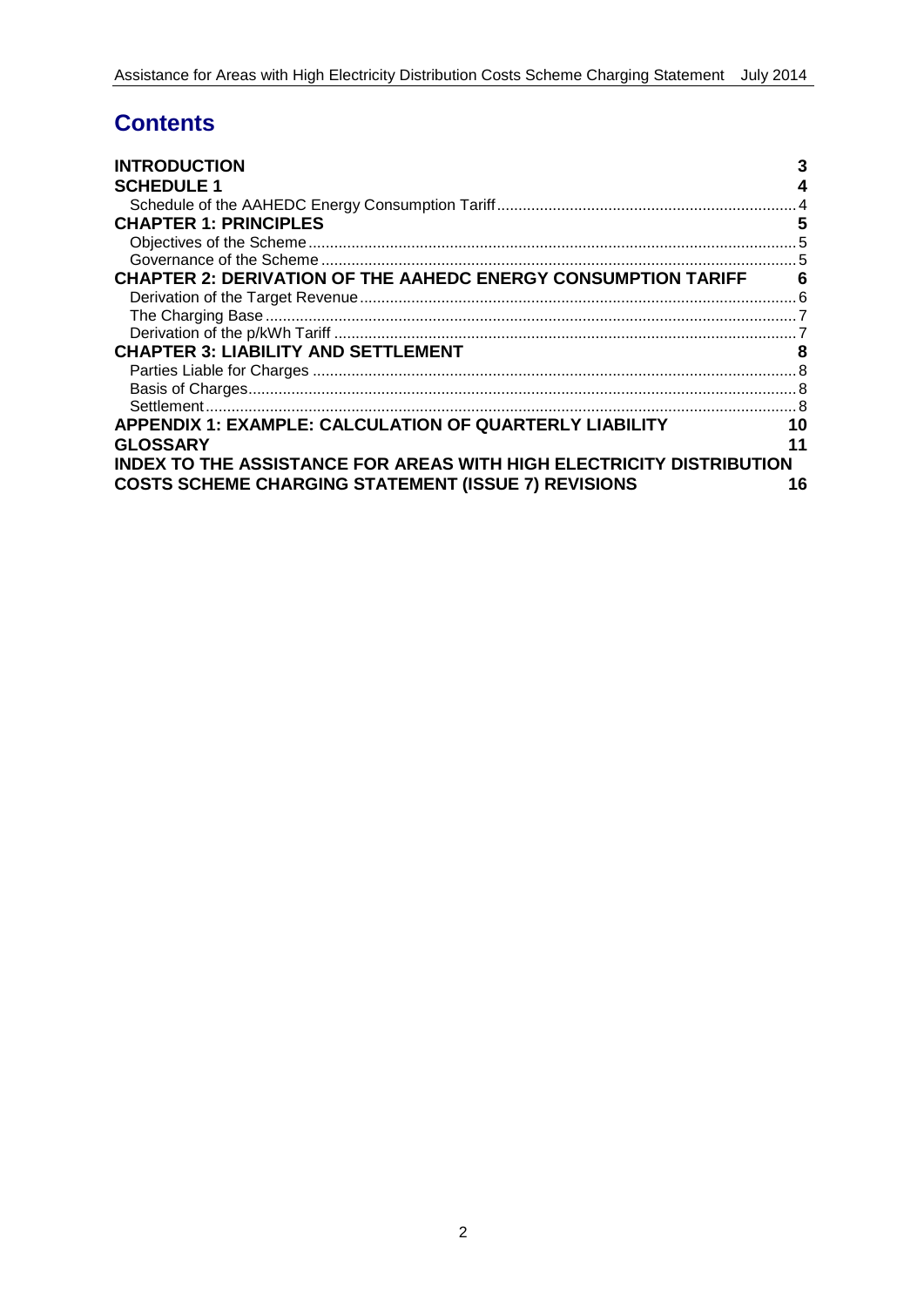# Contents

| | |
|---|---|
| **INTRODUCTION** | **3** |
| **SCHEDULE 1** | **4** |
| Schedule of the AAHEDC Energy Consumption Tariff | 4 |
| **CHAPTER 1: PRINCIPLES** | **5** |
| Objectives of the Scheme | 5 |
| Governance of the Scheme | 5 |
| **CHAPTER 2: DERIVATION OF THE AAHEDC ENERGY CONSUMPTION TARIFF** | **6** |
| Derivation of the Target Revenue | 6 |
| The Charging Base | 7 |
| Derivation of the p/kWh Tariff | 7 |
| **CHAPTER 3: LIABILITY AND SETTLEMENT** | **8** |
| Parties Liable for Charges | 8 |
| Basis of Charges | 8 |
| Settlement | 8 |
| **APPENDIX 1: EXAMPLE: CALCULATION OF QUARTERLY LIABILITY** | **10** |
| **GLOSSARY** | **11** |
| **INDEX TO THE ASSISTANCE FOR AREAS WITH HIGH ELECTRICITY DISTRIBUTION COSTS SCHEME CHARGING STATEMENT (ISSUE 7) REVISIONS** | **16** |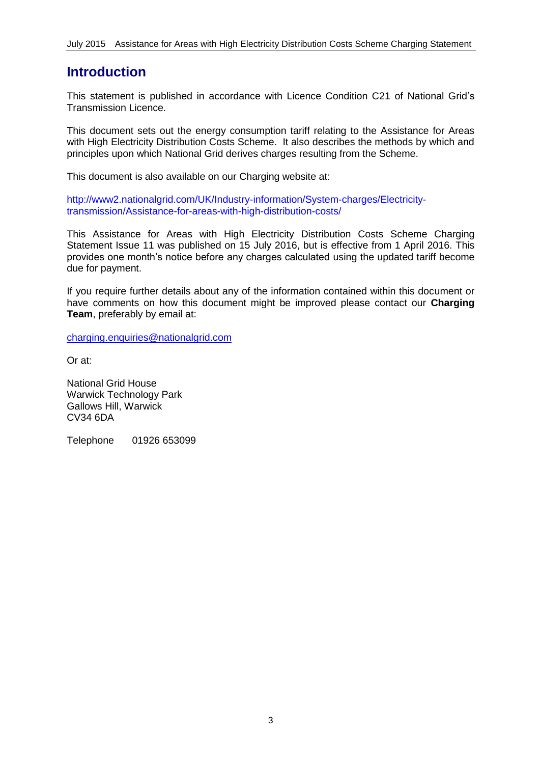# Introduction

This statement is published in accordance with Licence Condition C21 of National Grid's Transmission Licence.

This document sets out the energy consumption tariff relating to the Assistance for Areas with High Electricity Distribution Costs Scheme. It also describes the methods by which and principles upon which National Grid derives charges resulting from the Scheme.

This document is also available on our Charging website at:

http://www2.nationalgrid.com/UK/Industry-information/System-charges/Electricity-transmission/Assistance-for-areas-with-high-distribution-costs/

This Assistance for Areas with High Electricity Distribution Costs Scheme Charging Statement Issue 11 was published on 15 July 2016, but is effective from 1 April 2016. This provides one month's notice before any charges calculated using the updated tariff become due for payment.

If you require further details about any of the information contained within this document or have comments on how this document might be improved please contact our **Charging Team**, preferably by email at:

charging.enquiries@nationalgrid.com

Or at:

National Grid House
Warwick Technology Park
Gallows Hill, Warwick
CV34 6DA

Telephone 01926 653099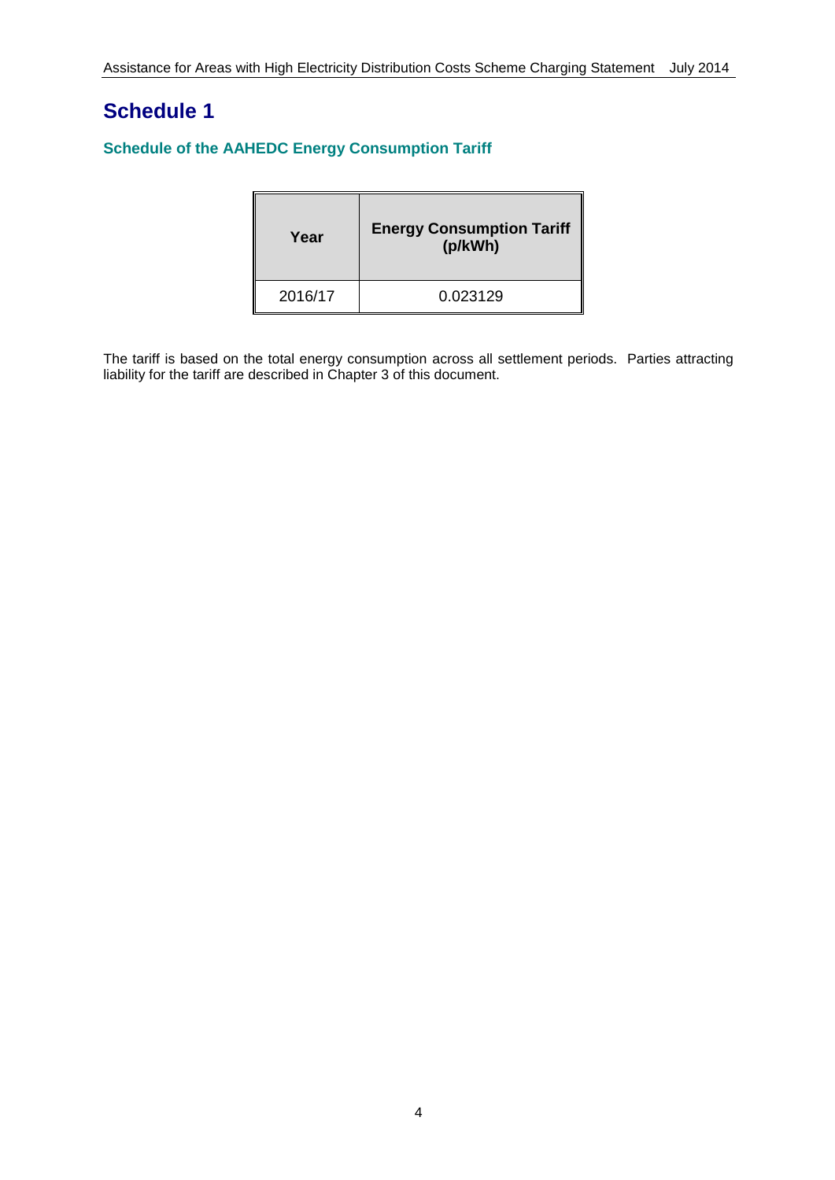# Schedule 1

### Schedule of the AAHEDC Energy Consumption Tariff

| Year | Energy Consumption Tariff (p/kWh) |
| --- | --- |
| 2016/17 | 0.023129 |

The tariff is based on the total energy consumption across all settlement periods. Parties attracting liability for the tariff are described in Chapter 3 of this document.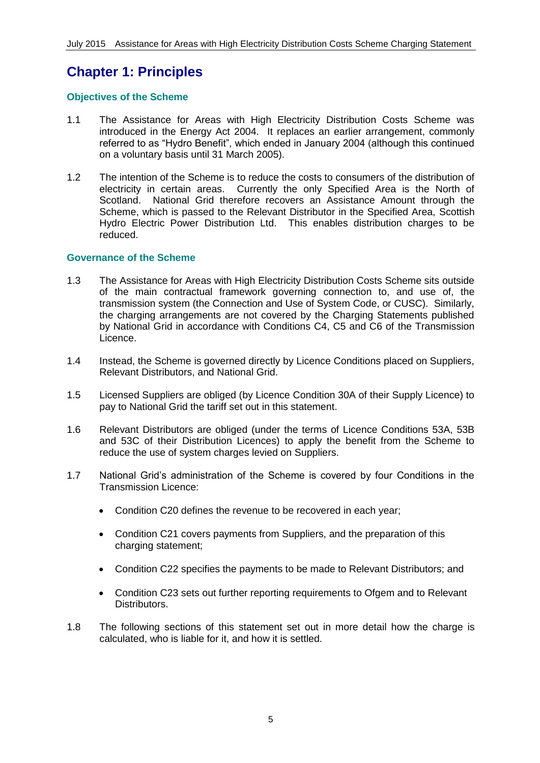# Chapter 1: Principles

### Objectives of the Scheme

1.1 The Assistance for Areas with High Electricity Distribution Costs Scheme was introduced in the Energy Act 2004. It replaces an earlier arrangement, commonly referred to as "Hydro Benefit", which ended in January 2004 (although this continued on a voluntary basis until 31 March 2005).

1.2 The intention of the Scheme is to reduce the costs to consumers of the distribution of electricity in certain areas. Currently the only Specified Area is the North of Scotland. National Grid therefore recovers an Assistance Amount through the Scheme, which is passed to the Relevant Distributor in the Specified Area, Scottish Hydro Electric Power Distribution Ltd. This enables distribution charges to be reduced.

### Governance of the Scheme

1.3 The Assistance for Areas with High Electricity Distribution Costs Scheme sits outside of the main contractual framework governing connection to, and use of, the transmission system (the Connection and Use of System Code, or CUSC). Similarly, the charging arrangements are not covered by the Charging Statements published by National Grid in accordance with Conditions C4, C5 and C6 of the Transmission Licence.

1.4 Instead, the Scheme is governed directly by Licence Conditions placed on Suppliers, Relevant Distributors, and National Grid.

1.5 Licensed Suppliers are obliged (by Licence Condition 30A of their Supply Licence) to pay to National Grid the tariff set out in this statement.

1.6 Relevant Distributors are obliged (under the terms of Licence Conditions 53A, 53B and 53C of their Distribution Licences) to apply the benefit from the Scheme to reduce the use of system charges levied on Suppliers.

1.7 National Grid's administration of the Scheme is covered by four Conditions in the Transmission Licence:

- Condition C20 defines the revenue to be recovered in each year;
- Condition C21 covers payments from Suppliers, and the preparation of this charging statement;
- Condition C22 specifies the payments to be made to Relevant Distributors; and
- Condition C23 sets out further reporting requirements to Ofgem and to Relevant Distributors.

1.8 The following sections of this statement set out in more detail how the charge is calculated, who is liable for it, and how it is settled.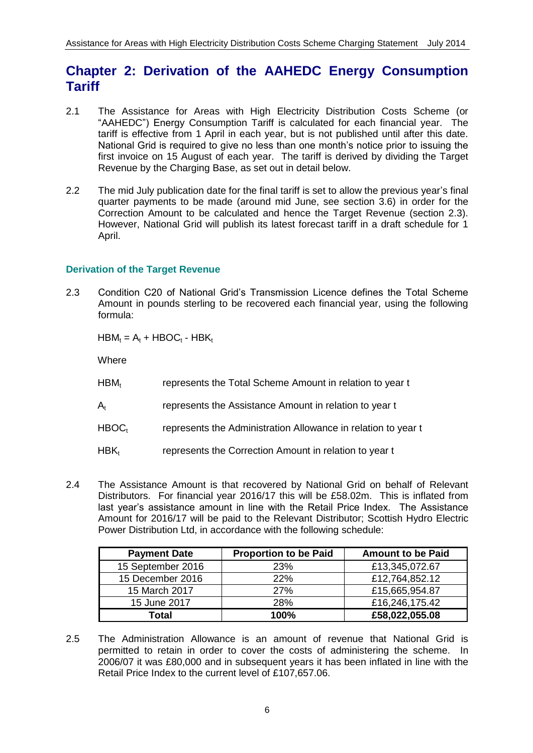# Chapter 2: Derivation of the AAHEDC Energy Consumption Tariff

2.1 The Assistance for Areas with High Electricity Distribution Costs Scheme (or "AAHEDC") Energy Consumption Tariff is calculated for each financial year. The tariff is effective from 1 April in each year, but is not published until after this date. National Grid is required to give no less than one month's notice prior to issuing the first invoice on 15 August of each year. The tariff is derived by dividing the Target Revenue by the Charging Base, as set out in detail below.

2.2 The mid July publication date for the final tariff is set to allow the previous year's final quarter payments to be made (around mid June, see section 3.6) in order for the Correction Amount to be calculated and hence the Target Revenue (section 2.3). However, National Grid will publish its latest forecast tariff in a draft schedule for 1 April.

### Derivation of the Target Revenue

2.3 Condition C20 of National Grid's Transmission Licence defines the Total Scheme Amount in pounds sterling to be recovered each financial year, using the following formula:

$$HBM_t = A_t + HBOC_t - HBK_t$$

Where

- $HBM_t$ represents the Total Scheme Amount in relation to year t
- $A_t$ represents the Assistance Amount in relation to year t
- $HBOC_t$ represents the Administration Allowance in relation to year t
- $HBK_t$ represents the Correction Amount in relation to year t

2.4 The Assistance Amount is that recovered by National Grid on behalf of Relevant Distributors. For financial year 2016/17 this will be £58.02m. This is inflated from last year's assistance amount in line with the Retail Price Index. The Assistance Amount for 2016/17 will be paid to the Relevant Distributor; Scottish Hydro Electric Power Distribution Ltd, in accordance with the following schedule:

| Payment Date | Proportion to be Paid | Amount to be Paid |
|---|---|---|
| 15 September 2016 | 23% | £13,345,072.67 |
| 15 December 2016 | 22% | £12,764,852.12 |
| 15 March 2017 | 27% | £15,665,954.87 |
| 15 June 2017 | 28% | £16,246,175.42 |
| **Total** | **100%** | **£58,022,055.08** |

2.5 The Administration Allowance is an amount of revenue that National Grid is permitted to retain in order to cover the costs of administering the scheme. In 2006/07 it was £80,000 and in subsequent years it has been inflated in line with the Retail Price Index to the current level of £107,657.06.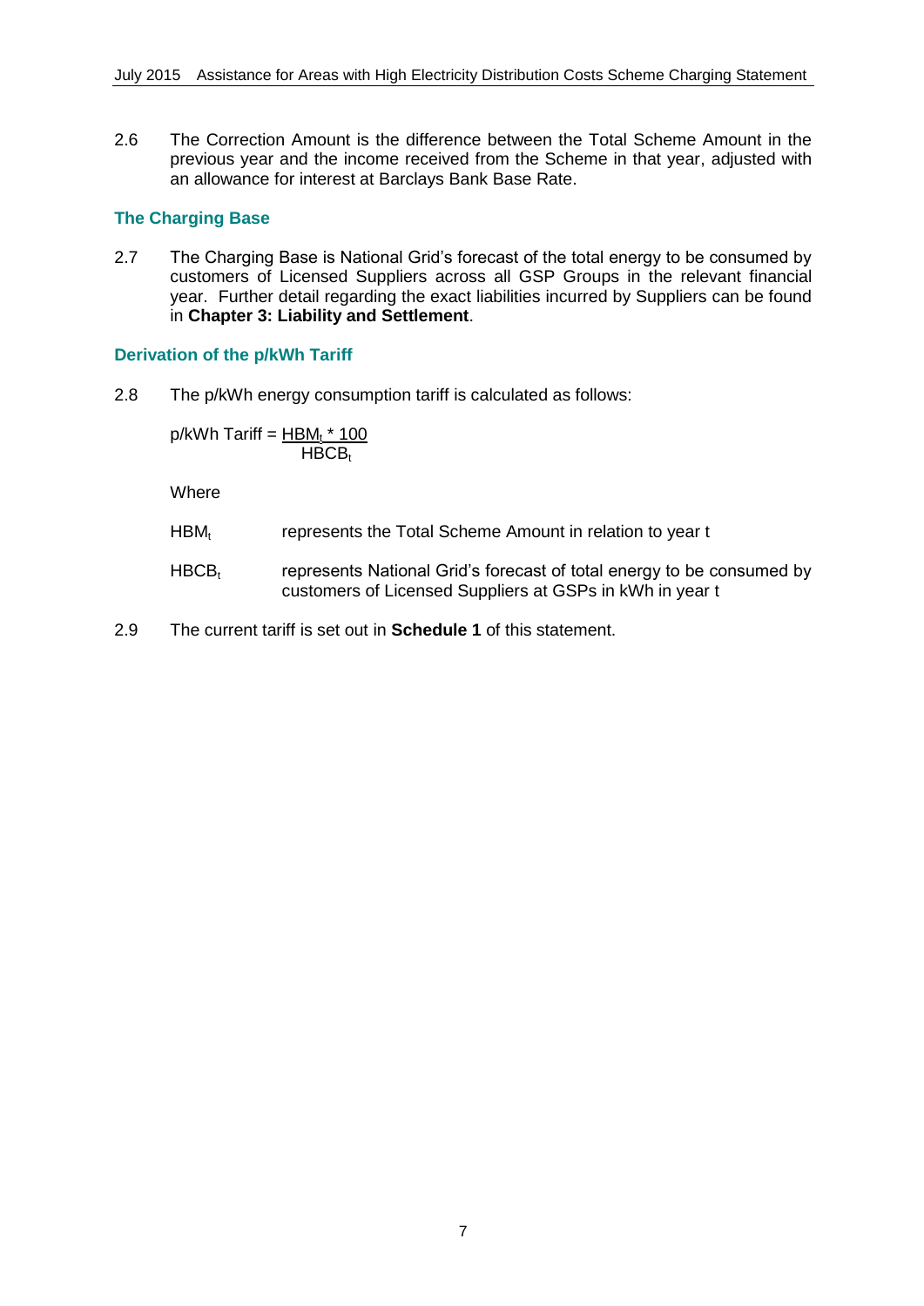2.6 The Correction Amount is the difference between the Total Scheme Amount in the previous year and the income received from the Scheme in that year, adjusted with an allowance for interest at Barclays Bank Base Rate.

### The Charging Base

2.7 The Charging Base is National Grid's forecast of the total energy to be consumed by customers of Licensed Suppliers across all GSP Groups in the relevant financial year. Further detail regarding the exact liabilities incurred by Suppliers can be found in **Chapter 3: Liability and Settlement**.

### Derivation of the p/kWh Tariff

2.8 The p/kWh energy consumption tariff is calculated as follows:

$$\text{p/kWh Tariff} = \frac{HBM_t * 100}{HBCB_t}$$

Where

$HBM_t$ represents the Total Scheme Amount in relation to year t

$HBCB_t$ represents National Grid's forecast of total energy to be consumed by customers of Licensed Suppliers at GSPs in kWh in year t

2.9 The current tariff is set out in **Schedule 1** of this statement.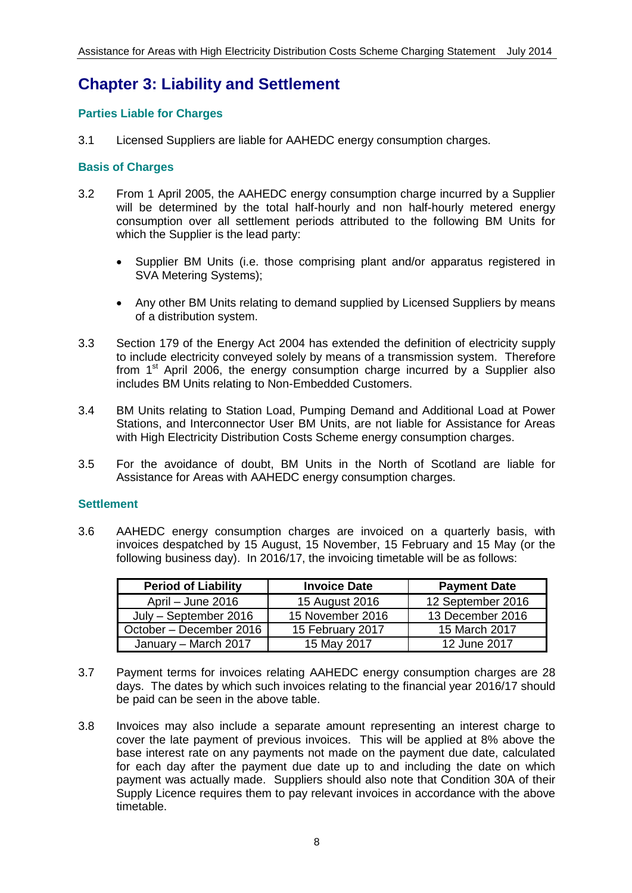# Chapter 3: Liability and Settlement

## Parties Liable for Charges

3.1 Licensed Suppliers are liable for AAHEDC energy consumption charges.

## Basis of Charges

3.2 From 1 April 2005, the AAHEDC energy consumption charge incurred by a Supplier will be determined by the total half-hourly and non half-hourly metered energy consumption over all settlement periods attributed to the following BM Units for which the Supplier is the lead party:

- Supplier BM Units (i.e. those comprising plant and/or apparatus registered in SVA Metering Systems);
- Any other BM Units relating to demand supplied by Licensed Suppliers by means of a distribution system.

3.3 Section 179 of the Energy Act 2004 has extended the definition of electricity supply to include electricity conveyed solely by means of a transmission system. Therefore from 1st April 2006, the energy consumption charge incurred by a Supplier also includes BM Units relating to Non-Embedded Customers.

3.4 BM Units relating to Station Load, Pumping Demand and Additional Load at Power Stations, and Interconnector User BM Units, are not liable for Assistance for Areas with High Electricity Distribution Costs Scheme energy consumption charges.

3.5 For the avoidance of doubt, BM Units in the North of Scotland are liable for Assistance for Areas with AAHEDC energy consumption charges.

## Settlement

3.6 AAHEDC energy consumption charges are invoiced on a quarterly basis, with invoices despatched by 15 August, 15 November, 15 February and 15 May (or the following business day). In 2016/17, the invoicing timetable will be as follows:

| Period of Liability | Invoice Date | Payment Date |
|---|---|---|
| April – June 2016 | 15 August 2016 | 12 September 2016 |
| July – September 2016 | 15 November 2016 | 13 December 2016 |
| October – December 2016 | 15 February 2017 | 15 March 2017 |
| January – March 2017 | 15 May 2017 | 12 June 2017 |

3.7 Payment terms for invoices relating AAHEDC energy consumption charges are 28 days. The dates by which such invoices relating to the financial year 2016/17 should be paid can be seen in the above table.

3.8 Invoices may also include a separate amount representing an interest charge to cover the late payment of previous invoices. This will be applied at 8% above the base interest rate on any payments not made on the payment due date, calculated for each day after the payment due date up to and including the date on which payment was actually made. Suppliers should also note that Condition 30A of their Supply Licence requires them to pay relevant invoices in accordance with the above timetable.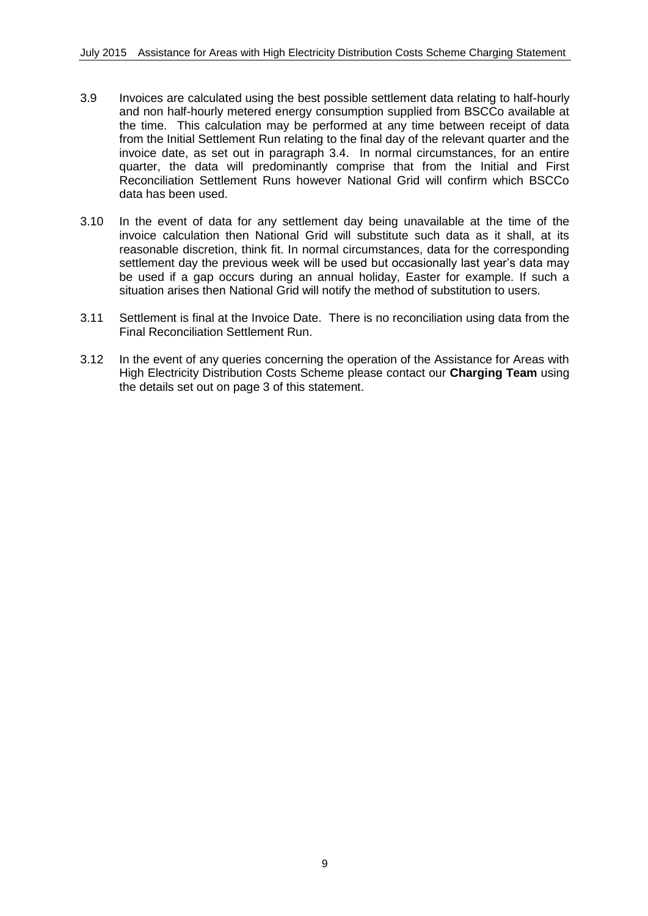3.9 Invoices are calculated using the best possible settlement data relating to half-hourly and non half-hourly metered energy consumption supplied from BSCCo available at the time. This calculation may be performed at any time between receipt of data from the Initial Settlement Run relating to the final day of the relevant quarter and the invoice date, as set out in paragraph 3.4. In normal circumstances, for an entire quarter, the data will predominantly comprise that from the Initial and First Reconciliation Settlement Runs however National Grid will confirm which BSCCo data has been used.

3.10 In the event of data for any settlement day being unavailable at the time of the invoice calculation then National Grid will substitute such data as it shall, at its reasonable discretion, think fit. In normal circumstances, data for the corresponding settlement day the previous week will be used but occasionally last year's data may be used if a gap occurs during an annual holiday, Easter for example. If such a situation arises then National Grid will notify the method of substitution to users.

3.11 Settlement is final at the Invoice Date. There is no reconciliation using data from the Final Reconciliation Settlement Run.

3.12 In the event of any queries concerning the operation of the Assistance for Areas with High Electricity Distribution Costs Scheme please contact our **Charging Team** using the details set out on page 3 of this statement.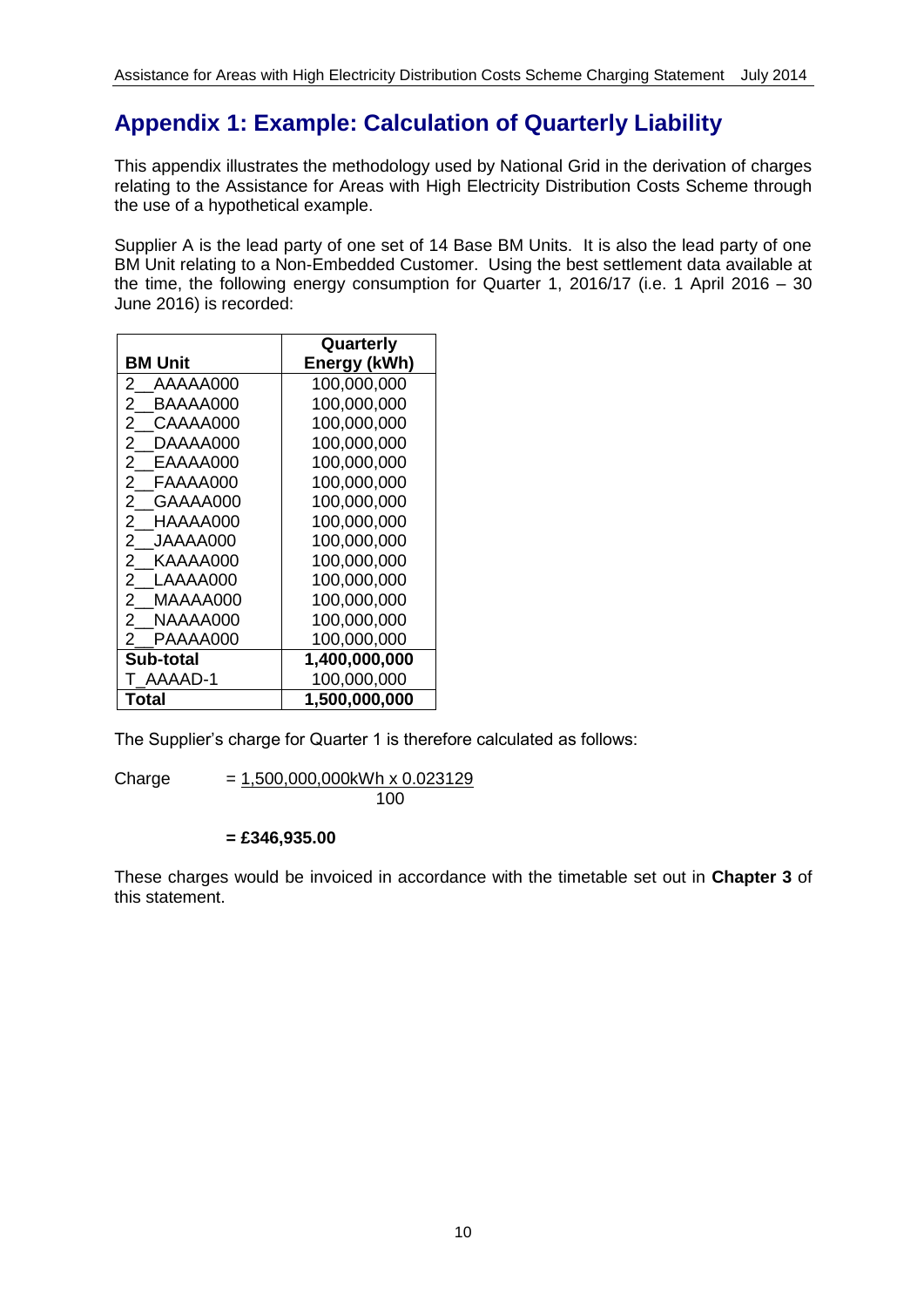## Appendix 1: Example: Calculation of Quarterly Liability

This appendix illustrates the methodology used by National Grid in the derivation of charges relating to the Assistance for Areas with High Electricity Distribution Costs Scheme through the use of a hypothetical example.

Supplier A is the lead party of one set of 14 Base BM Units. It is also the lead party of one BM Unit relating to a Non-Embedded Customer. Using the best settlement data available at the time, the following energy consumption for Quarter 1, 2016/17 (i.e. 1 April 2016 – 30 June 2016) is recorded:

| BM Unit | Quarterly Energy (kWh) |
|---|---|
| 2__AAAAA000 | 100,000,000 |
| 2__BAAAA000 | 100,000,000 |
| 2__CAAAA000 | 100,000,000 |
| 2__DAAAA000 | 100,000,000 |
| 2__EAAAA000 | 100,000,000 |
| 2__FAAAA000 | 100,000,000 |
| 2__GAAAA000 | 100,000,000 |
| 2__HAAAA000 | 100,000,000 |
| 2__JAAAA000 | 100,000,000 |
| 2__KAAAA000 | 100,000,000 |
| 2__LAAAA000 | 100,000,000 |
| 2__MAAAA000 | 100,000,000 |
| 2__NAAAA000 | 100,000,000 |
| 2__PAAAA000 | 100,000,000 |
| **Sub-total** | **1,400,000,000** |
| T_AAAAD-1 | 100,000,000 |
| **Total** | **1,500,000,000** |

The Supplier's charge for Quarter 1 is therefore calculated as follows:

$$\text{Charge} = \frac{1{,}500{,}000{,}000\text{kWh} \times 0.023129}{100}$$

**= £346,935.00**

These charges would be invoiced in accordance with the timetable set out in **Chapter 3** of this statement.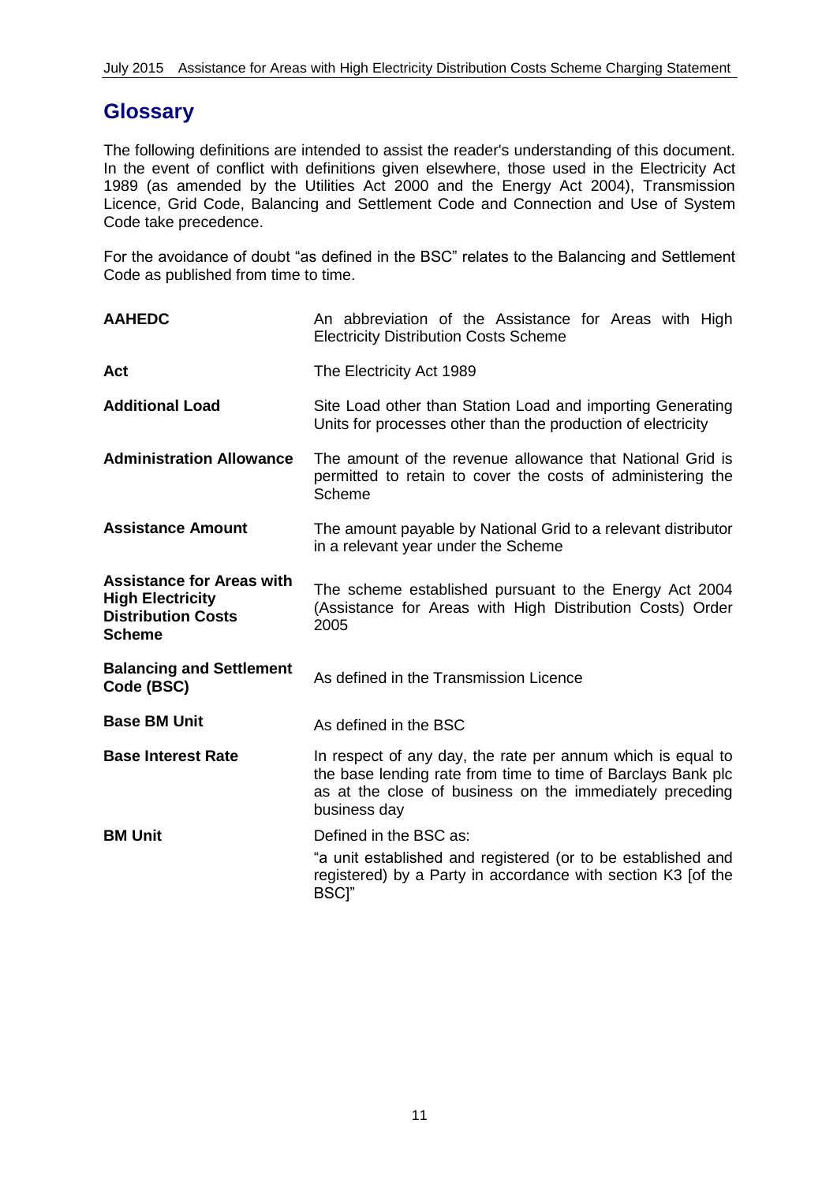## Glossary

The following definitions are intended to assist the reader's understanding of this document. In the event of conflict with definitions given elsewhere, those used in the Electricity Act 1989 (as amended by the Utilities Act 2000 and the Energy Act 2004), Transmission Licence, Grid Code, Balancing and Settlement Code and Connection and Use of System Code take precedence.

For the avoidance of doubt "as defined in the BSC" relates to the Balancing and Settlement Code as published from time to time.

| | |
|---|---|
| **AAHEDC** | An abbreviation of the Assistance for Areas with High Electricity Distribution Costs Scheme |
| **Act** | The Electricity Act 1989 |
| **Additional Load** | Site Load other than Station Load and importing Generating Units for processes other than the production of electricity |
| **Administration Allowance** | The amount of the revenue allowance that National Grid is permitted to retain to cover the costs of administering the Scheme |
| **Assistance Amount** | The amount payable by National Grid to a relevant distributor in a relevant year under the Scheme |
| **Assistance for Areas with High Electricity Distribution Costs Scheme** | The scheme established pursuant to the Energy Act 2004 (Assistance for Areas with High Distribution Costs) Order 2005 |
| **Balancing and Settlement Code (BSC)** | As defined in the Transmission Licence |
| **Base BM Unit** | As defined in the BSC |
| **Base Interest Rate** | In respect of any day, the rate per annum which is equal to the base lending rate from time to time of Barclays Bank plc as at the close of business on the immediately preceding business day |
| **BM Unit** | Defined in the BSC as: "a unit established and registered (or to be established and registered) by a Party in accordance with section K3 [of the BSC]" |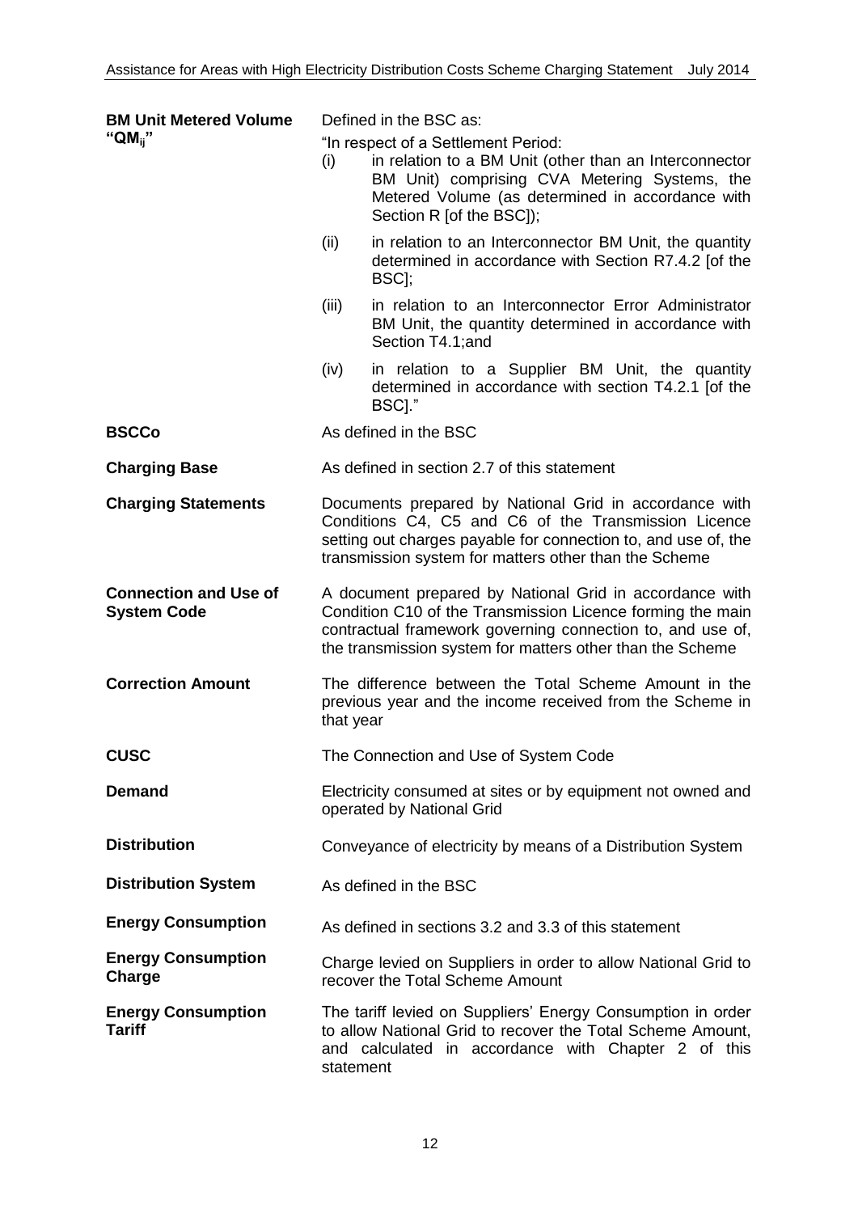| | |
|---|---|
| **BM Unit Metered Volume "$QM_{ij}$"** | Defined in the BSC as:<br>"In respect of a Settlement Period:<br>(i) in relation to a BM Unit (other than an Interconnector BM Unit) comprising CVA Metering Systems, the Metered Volume (as determined in accordance with Section R [of the BSC]);<br>(ii) in relation to an Interconnector BM Unit, the quantity determined in accordance with Section R7.4.2 [of the BSC];<br>(iii) in relation to an Interconnector Error Administrator BM Unit, the quantity determined in accordance with Section T4.1;and<br>(iv) in relation to a Supplier BM Unit, the quantity determined in accordance with section T4.2.1 [of the BSC]." |
| **BSCCo** | As defined in the BSC |
| **Charging Base** | As defined in section 2.7 of this statement |
| **Charging Statements** | Documents prepared by National Grid in accordance with Conditions C4, C5 and C6 of the Transmission Licence setting out charges payable for connection to, and use of, the transmission system for matters other than the Scheme |
| **Connection and Use of System Code** | A document prepared by National Grid in accordance with Condition C10 of the Transmission Licence forming the main contractual framework governing connection to, and use of, the transmission system for matters other than the Scheme |
| **Correction Amount** | The difference between the Total Scheme Amount in the previous year and the income received from the Scheme in that year |
| **CUSC** | The Connection and Use of System Code |
| **Demand** | Electricity consumed at sites or by equipment not owned and operated by National Grid |
| **Distribution** | Conveyance of electricity by means of a Distribution System |
| **Distribution System** | As defined in the BSC |
| **Energy Consumption** | As defined in sections 3.2 and 3.3 of this statement |
| **Energy Consumption Charge** | Charge levied on Suppliers in order to allow National Grid to recover the Total Scheme Amount |
| **Energy Consumption Tariff** | The tariff levied on Suppliers' Energy Consumption in order to allow National Grid to recover the Total Scheme Amount, and calculated in accordance with Chapter 2 of this statement |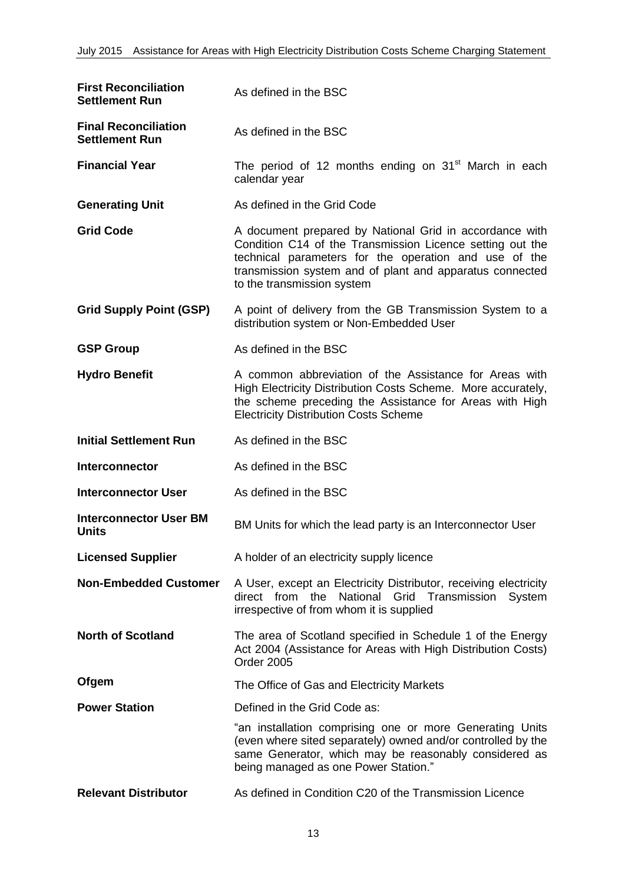| | |
|---|---|
| **First Reconciliation Settlement Run** | As defined in the BSC |
| **Final Reconciliation Settlement Run** | As defined in the BSC |
| **Financial Year** | The period of 12 months ending on 31[st] March in each calendar year |
| **Generating Unit** | As defined in the Grid Code |
| **Grid Code** | A document prepared by National Grid in accordance with Condition C14 of the Transmission Licence setting out the technical parameters for the operation and use of the transmission system and of plant and apparatus connected to the transmission system |
| **Grid Supply Point (GSP)** | A point of delivery from the GB Transmission System to a distribution system or Non-Embedded User |
| **GSP Group** | As defined in the BSC |
| **Hydro Benefit** | A common abbreviation of the Assistance for Areas with High Electricity Distribution Costs Scheme. More accurately, the scheme preceding the Assistance for Areas with High Electricity Distribution Costs Scheme |
| **Initial Settlement Run** | As defined in the BSC |
| **Interconnector** | As defined in the BSC |
| **Interconnector User** | As defined in the BSC |
| **Interconnector User BM Units** | BM Units for which the lead party is an Interconnector User |
| **Licensed Supplier** | A holder of an electricity supply licence |
| **Non-Embedded Customer** | A User, except an Electricity Distributor, receiving electricity direct from the National Grid Transmission System irrespective of from whom it is supplied |
| **North of Scotland** | The area of Scotland specified in Schedule 1 of the Energy Act 2004 (Assistance for Areas with High Distribution Costs) Order 2005 |
| **Ofgem** | The Office of Gas and Electricity Markets |
| **Power Station** | Defined in the Grid Code as: "an installation comprising one or more Generating Units (even where sited separately) owned and/or controlled by the same Generator, which may be reasonably considered as being managed as one Power Station." |
| **Relevant Distributor** | As defined in Condition C20 of the Transmission Licence |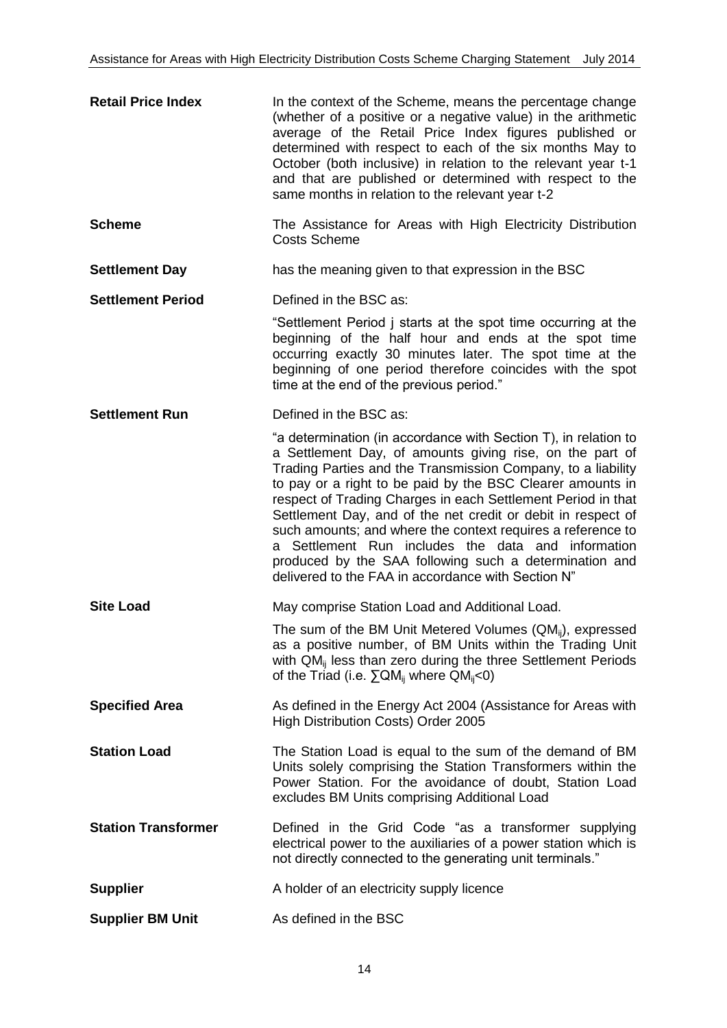| | |
|---|---|
| **Retail Price Index** | In the context of the Scheme, means the percentage change (whether of a positive or a negative value) in the arithmetic average of the Retail Price Index figures published or determined with respect to each of the six months May to October (both inclusive) in relation to the relevant year t-1 and that are published or determined with respect to the same months in relation to the relevant year t-2 |
| **Scheme** | The Assistance for Areas with High Electricity Distribution Costs Scheme |
| **Settlement Day** | has the meaning given to that expression in the BSC |
| **Settlement Period** | Defined in the BSC as:<br><br>"Settlement Period j starts at the spot time occurring at the beginning of the half hour and ends at the spot time occurring exactly 30 minutes later. The spot time at the beginning of one period therefore coincides with the spot time at the end of the previous period." |
| **Settlement Run** | Defined in the BSC as:<br><br>"a determination (in accordance with Section T), in relation to a Settlement Day, of amounts giving rise, on the part of Trading Parties and the Transmission Company, to a liability to pay or a right to be paid by the BSC Clearer amounts in respect of Trading Charges in each Settlement Period in that Settlement Day, and of the net credit or debit in respect of such amounts; and where the context requires a reference to a Settlement Run includes the data and information produced by the SAA following such a determination and delivered to the FAA in accordance with Section N" |
| **Site Load** | May comprise Station Load and Additional Load.<br><br>The sum of the BM Unit Metered Volumes ($QM_{ij}$), expressed as a positive number, of BM Units within the Trading Unit with $QM_{ij}$ less than zero during the three Settlement Periods of the Triad (i.e. $\sum QM_{ij}$ where $QM_{ij}<0$) |
| **Specified Area** | As defined in the Energy Act 2004 (Assistance for Areas with High Distribution Costs) Order 2005 |
| **Station Load** | The Station Load is equal to the sum of the demand of BM Units solely comprising the Station Transformers within the Power Station. For the avoidance of doubt, Station Load excludes BM Units comprising Additional Load |
| **Station Transformer** | Defined in the Grid Code "as a transformer supplying electrical power to the auxiliaries of a power station which is not directly connected to the generating unit terminals." |
| **Supplier** | A holder of an electricity supply licence |
| **Supplier BM Unit** | As defined in the BSC |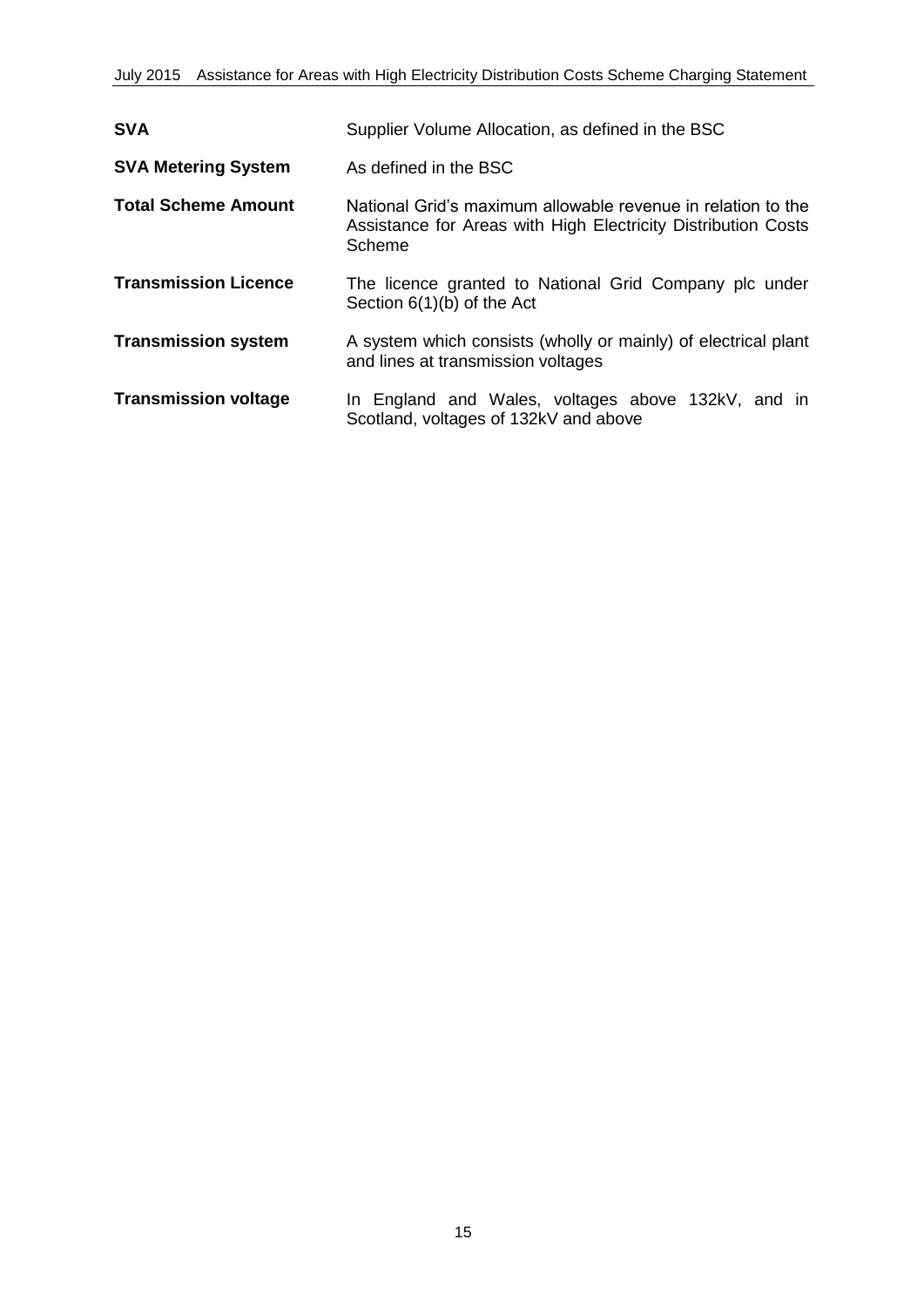| | |
|---|---|
| **SVA** | Supplier Volume Allocation, as defined in the BSC |
| **SVA Metering System** | As defined in the BSC |
| **Total Scheme Amount** | National Grid's maximum allowable revenue in relation to the Assistance for Areas with High Electricity Distribution Costs Scheme |
| **Transmission Licence** | The licence granted to National Grid Company plc under Section 6(1)(b) of the Act |
| **Transmission system** | A system which consists (wholly or mainly) of electrical plant and lines at transmission voltages |
| **Transmission voltage** | In England and Wales, voltages above 132kV, and in Scotland, voltages of 132kV and above |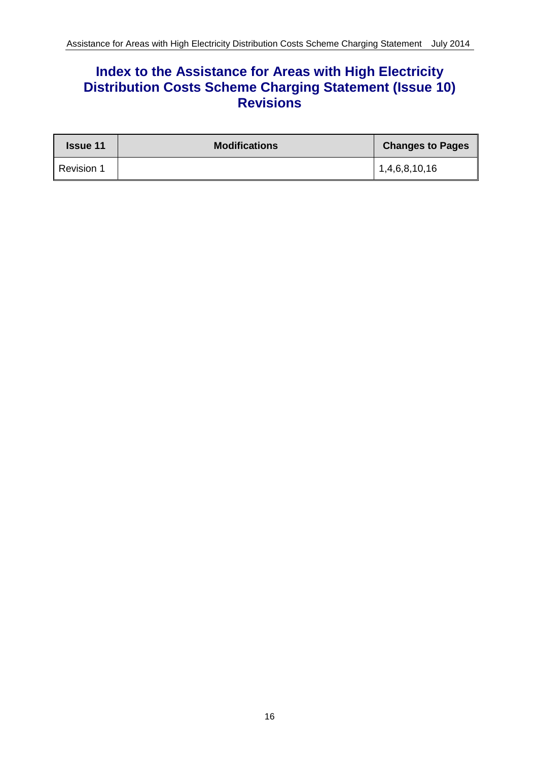# Index to the Assistance for Areas with High Electricity Distribution Costs Scheme Charging Statement (Issue 10) Revisions

| Issue 11 | Modifications | Changes to Pages |
|---|---|---|
| Revision 1 | | 1,4,6,8,10,16 |